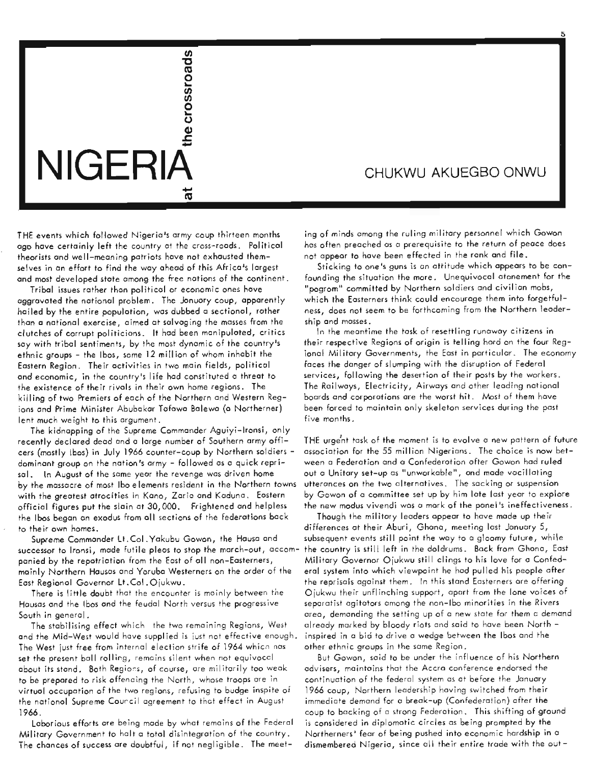# NIGERIA at the crossroads

CHUKWU AKUEGBO ONWU

THE events which followed Nigeria's army coup thirteen months ago have certainly left the country at the cross-roads. Political theorists and well-meaning patriots have not exhausted themselves in an effort to find the way ahead of this Africa's largest and most developed state among the free nations of the continent.

Tribal issues rather than political or economic ones have aggravated the national problem. The January coup, apparently hailed by the entire population, was dubbed a sectional, rather than a national exercise, aimed at salvaging the masses from the clutches of corrupt politicians. It had been manipulated, critics say with tribal sentiments, by the most dynamic of the country's ethnic groups - the Ibos, some 12 million of whom inhabit the Eastern Region. Their activities in two main fields, political and economic, in the country's life had constituted a threat to the existence of their rivals in their own home regions. The killing of two Premiers of each of the Northern and Western Regions and Prime Minister Abubakar Tafawa Balewa (a Northerner) lent much weight to this argument.

The kidnapping of the Supreme Commander Aguiyi-Ironsi, only recently declared dead and a large number of Southern army officers (mostly Ibos) in July 1966 counter-coup by Northern soldiers - dominant group on the nation's army - followed as a quick reprisal. In August of the same year the revenge was driven home by the massacre of most Ibo elements resident in the Northern towns with the greatest atrocities in Kano, Zaria and Kaduna. Eastern official figures put the slain at 30,000. Frightened and helpless the Ibos began an exodus from all sections of the federations back to their own homes.

Supreme Commander Lt.Col.Yakubu Gowon, the Hausa and successor to Ironsi, made futile pleas to stop the march-out, accompanied by the repatriation from the East of all non-Easterners, mainly Northern Hausas and Yoruba Westerners on the order of the East Regional Governor Lt.Col.Ojukwu.

There is little doubt that the encounter is mainly between the Hausas and the Ibos and the feudal North versus the progressive South in general.

The stabilising effect which the two remaining Regions, West and the Mid-West would have supplied is just not effective enough. The West just free from internal election strife of 1964 which has set the present ball rolling, remains silent when not equivocal about its stand. Both Regions, of course, are militarily too weak to be prepared to risk offending the North, whose troops are in virtual occupation of the two regions, refusing to budge inspite of the national Supreme Council agreement to that effect in August 1966.

Laborious efforts are being made by what remains of the Federal Military Government to halt a total disintegration of the country. The chances of success are doubtful, if not negligible. The meeting of minds among the ruling military personnel which Gowon has often preached as a prerequisite to the return of peace does not appear to have been effected in the rank and file.

Sticking to one's guns is an attitude which appears to be confounding the situation the more. Unequivocal atonement for the "pogrom" committed by Northern soldiers and civilian mobs, which the Easterners think could encourage them into forgetfulness, does not seem to be forthcoming from the Northern leadership and masses.

In the meantime the task of resettling runaway citizens in their respective Regions of origin is telling hard on the four Regional Military Governments, the East in particular. The economy faces the danger of slumping with the disruption of Federal services, following the desertion of their posts by the workers. The Railways, Electricity, Airways and other leading national boards and corporations are the worst hit. Most of them have been forced to maintain only skeleton services during the past five months.

THE urgent task of the moment is to evolve a new pattern of future association for the 55 million Nigerians. The choice is now between a Federation and a Confederation after Gowon had ruled out a Unitary set-up as "unworkable", and made vacillating utterances on the two alternatives. The sacking or suspension by Gowon of a committee set up by him late last year to explore the new modus vivendi was a mark of the panel's ineffectiveness.

Though the military leaders appear to have made up their differences at their Aburi, Ghana, meeting last January 5, subsequent events still point the way to a gloomy future, while the country is still left in the doldrums. Back from Ghana, East Military Governor Ojukwu still clings to his love for a Confederal system into which viewpoint he had pulled his people after the reprisals against them. In this stand Easterners are offering Ojukwu their unflinching support, apart from the lone voices of separatist agitators among the non-Ibo minorities in the Rivers area, demanding the setting up of a new state for them a demand already marked by bloody riots and said to have been North - inspired in a bid to drive a wedge between the Ibos and the other ethnic groups in the same Region.

But Gowon, said to be under the influence of his Northern advisers, maintains that the Accra conference endorsed the continuation of the federal system as at before the January 1966 coup, Northern leadership having switched from their immediate demand for a break-up (Confederation) after the coup to backing of a strong Federation. This shifting of ground is considered in diplomatic circles as being prompted by the Northerners' fear of being pushed into economic hardship in a dismembered Nigeria, since all their entire trade with the out-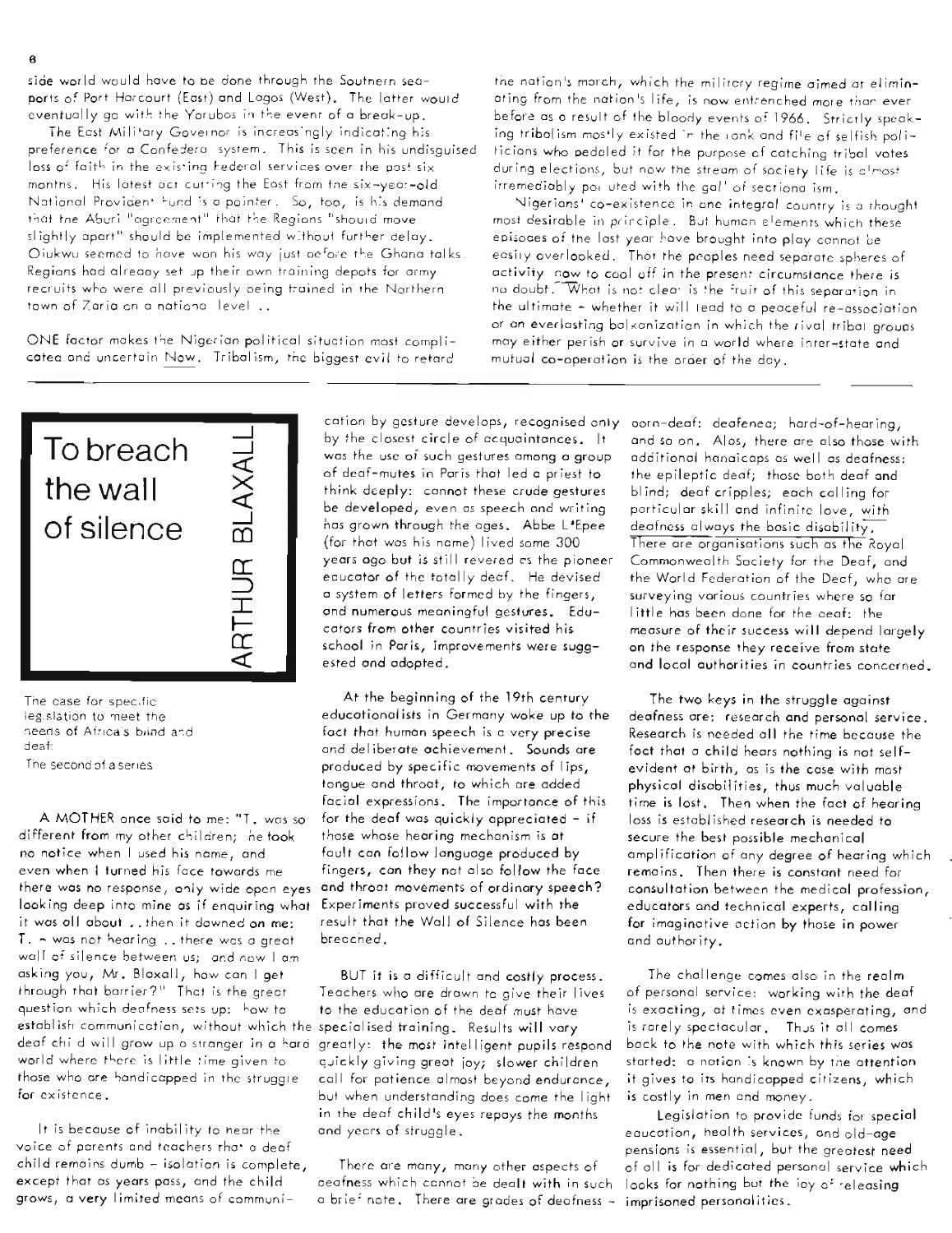side world would have to be done through the Southern seaports of Port Harcourt (East) and Lagos (West). The latter would eventually go with the Yorubas in the event of a break-up.

The East Military Governor is increasingly indicating his preference for a Confedera system. This is seen in his undisguised loss of faith in the existing Federal services over the past six months. His latest act cutting the East from the six-year-old National Provident Fund is a pointer. So, too, is his demand that the Aburi "agreement" that the Regions "should move slightly apart" should be implemented without further delay. Ojukwu seemed to have won his way just before the Ghana talks. Regions had already set up their own training depots for army recruits who were all previously being trained in the Northern town of Zaria on a national level . .

ONE factor makes the Nigerian political situation most complicated and uncertain Now. Tribalism, the biggest evil to retard the nation's march, which the military regime aimed at eliminating from the nation's life, is now entrenched more than ever before as a result of the bloody events of 1966. Strictly speaking tribalism mostly existed in the rank and file of selfish politicians who peddled it for the purpose of catching tribal votes during elections, but now the stream of society life is almost irremediably polluted with the gall of sectionalism.

Nigerians' co-existence in one integral country is a thought most desirable in principle. But human elements which these episodes of the last year have brought into play cannot be easily overlooked. That the peoples need separate spheres of activity now to cool off in the present circumstance there is no doubt. What is not clear is the fruit of this separation in the ultimate – whether it will lead to a peaceful re-association or an everlasting balkanization in which the rival tribal groups may either perish or survive in a world where inter-state and mutual co-operation is the order of the day.

# To breach the wall of silence

ARTHUR BLAXALL

The case for specific legislation to meet the needs of Africa's blind and deaf:
The second of a series

A MOTHER once said to me: "T. was so different from my other children; he took no notice when I used his name, and even when I turned his face towards me there was no response, only wide open eyes looking deep into mine as if enquiring what it was all about . . then it dawned on me: T. – was not hearing . . there was a great wall of silence between us; and now I am asking you, Mr. Blaxall, how can I get through that barrier?" That is the great question which deafness sets up: how to establish communication, without which the deaf child will grow up a stranger in a hard world where there is little time given to those who are handicapped in the struggle for existence.

It is because of inability to hear the voice of parents and teachers that a deaf child remains dumb – isolation is complete, except that as years pass, and the child grows, a very limited means of communication by gesture develops, recognised only by the closest circle of acquaintances. It was the use of such gestures among a group of deaf-mutes in Paris that led a priest to think deeply: cannot these crude gestures be developed, even as speech and writing has grown through the ages. Abbe L'Epee (for that was his name) lived some 300 years ago but is still revered as the pioneer educator of the totally deaf. He devised a system of letters formed by the fingers, and numerous meaningful gestures. Educators from other countries visited his school in Paris, improvements were suggested and adopted.

At the beginning of the 19th century educationalists in Germany woke up to the fact that human speech is a very precise and deliberate achievement. Sounds are produced by specific movements of lips, tongue and throat, to which are added facial expressions. The importance of this for the deaf was quickly appreciated – if those whose hearing mechanism is at fault can follow language produced by fingers, can they not also follow the face and throat movements of ordinary speech? Experiments proved successful with the result that the Wall of Silence has been breached.

BUT it is a difficult and costly process. Teachers who are drawn to give their lives to the education of the deaf must have specialised training. Results will vary greatly: the most intelligent pupils respond quickly giving great joy; slower children call for patience almost beyond endurance, but when understanding does come the light in the deaf child's eyes repays the months and years of struggle.

There are many, many other aspects of deafness which cannot be dealt with in such a brief note. There are grades of deafness – born-deaf; deafened; hard-of-hearing, and so on. Also, there are also those with additional handicaps as well as deafness: the epileptic deaf; those both deaf and blind; deaf cripples; each calling for particular skill and infinite love, with deafness always the basic disability. There are organisations such as the Royal Commonwealth Society for the Deaf, and the World Federation of the Deaf, who are surveying various countries where so far little has been done for the deaf: the measure of their success will depend largely on the response they receive from state and local authorities in countries concerned.

The two keys in the struggle against deafness are: research and personal service. Research is needed all the time because the fact that a child hears nothing is not self-evident at birth, as is the case with most physical disabilities, thus much valuable time is lost. Then when the fact of hearing loss is established research is needed to secure the best possible mechanical amplification of any degree of hearing which remains. Then there is constant need for consultation between the medical profession, educators and technical experts, calling for imaginative action by those in power and authority.

The challenge comes also in the realm of personal service: working with the deaf is exacting, at times even exasperating, and is rarely spectacular. Thus it all comes back to the note with which this series was started: a nation is known by the attention it gives to its handicapped citizens, which is costly in men and money.

Legislation to provide funds for special education, health services, and old-age pensions is essential, but the greatest need of all is for dedicated personal service which looks for nothing but the joy of releasing imprisoned personalities.